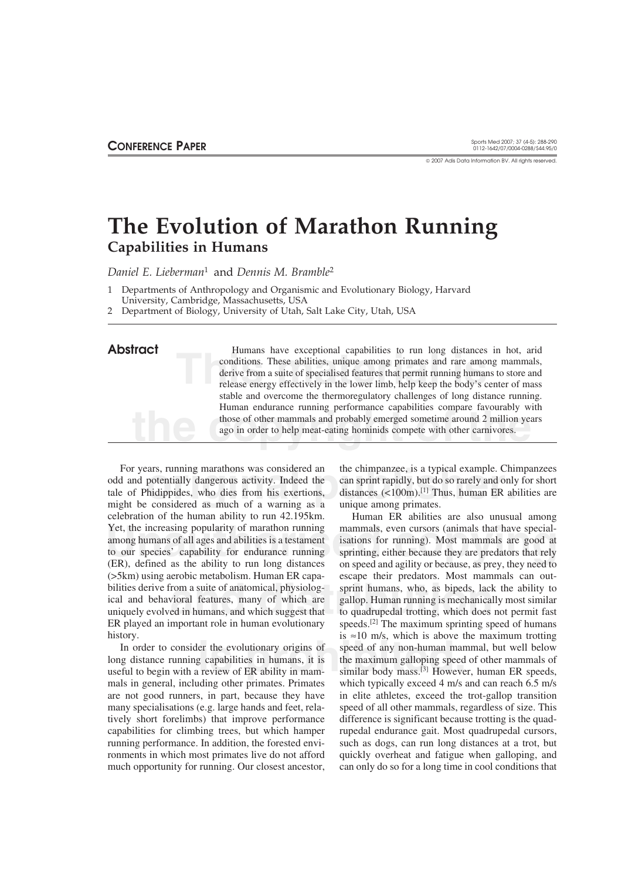CONFERENCE PAPER

# The Evolution of Marathon Running Capabilities in Humans

*Daniel E. Lieberman*[1] and *Dennis M. Bramble*[2]

1 Departments of Anthropology and Organismic and Evolutionary Biology, Harvard University, Cambridge, Massachusetts, USA
2 Department of Biology, University of Utah, Salt Lake City, Utah, USA

## Abstract

Humans have exceptional capabilities to run long distances in hot, arid conditions. These abilities, unique among primates and rare among mammals, derive from a suite of specialised features that permit running humans to store and release energy effectively in the lower limb, help keep the body's center of mass stable and overcome the thermoregulatory challenges of long distance running. Human endurance running performance capabilities compare favourably with those of other mammals and probably emerged sometime around 2 million years ago in order to help meat-eating hominids compete with other carnivores.

For years, running marathons was considered an odd and potentially dangerous activity. Indeed the tale of Phidippides, who dies from his exertions, might be considered as much of a warning as a celebration of the human ability to run 42.195km. Yet, the increasing popularity of marathon running among humans of all ages and abilities is a testament to our species' capability for endurance running (ER), defined as the ability to run long distances (>5km) using aerobic metabolism. Human ER capabilities derive from a suite of anatomical, physiological and behavioral features, many of which are uniquely evolved in humans, and which suggest that ER played an important role in human evolutionary history.

In order to consider the evolutionary origins of long distance running capabilities in humans, it is useful to begin with a review of ER ability in mammals in general, including other primates. Primates are not good runners, in part, because they have many specialisations (e.g. large hands and feet, relatively short forelimbs) that improve performance capabilities for climbing trees, but which hamper running performance. In addition, the forested environments in which most primates live do not afford much opportunity for running. Our closest ancestor, the chimpanzee, is a typical example. Chimpanzees can sprint rapidly, but do so rarely and only for short distances (<100m).[1] Thus, human ER abilities are unique among primates.

Human ER abilities are also unusual among mammals, even cursors (animals that have specialisations for running). Most mammals are good at sprinting, either because they are predators that rely on speed and agility or because, as prey, they need to escape their predators. Most mammals can outsprint humans, who, as bipeds, lack the ability to gallop. Human running is mechanically most similar to quadrupedal trotting, which does not permit fast speeds.[2] The maximum sprinting speed of humans is ≈10 m/s, which is above the maximum trotting speed of any non-human mammal, but well below the maximum galloping speed of other mammals of similar body mass.[3] However, human ER speeds, which typically exceed 4 m/s and can reach 6.5 m/s in elite athletes, exceed the trot-gallop transition speed of all other mammals, regardless of size. This difference is significant because trotting is the quadrupedal endurance gait. Most quadrupedal cursors, such as dogs, can run long distances at a trot, but quickly overheat and fatigue when galloping, and can only do so for a long time in cool conditions that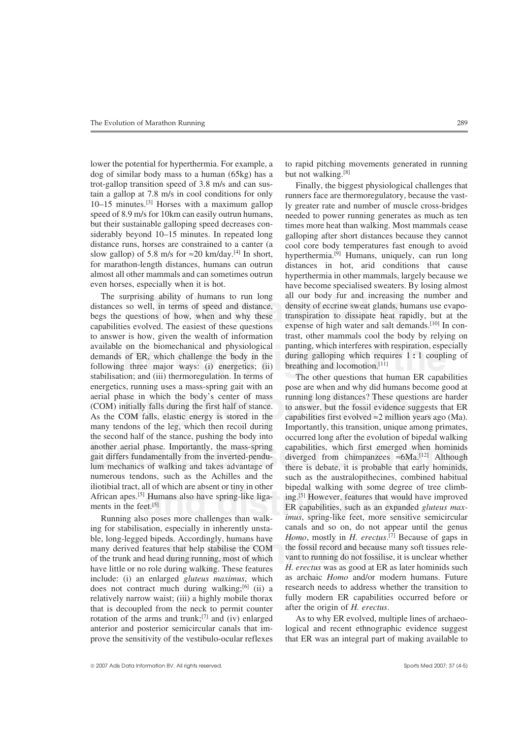lower the potential for hyperthermia. For example, a dog of similar body mass to a human (65kg) has a trot-gallop transition speed of 3.8 m/s and can sustain a gallop at 7.8 m/s in cool conditions for only 10–15 minutes.[3] Horses with a maximum gallop speed of 8.9 m/s for 10km can easily outrun humans, but their sustainable galloping speed decreases considerably beyond 10–15 minutes. In repeated long distance runs, horses are constrained to a canter (a slow gallop) of 5.8 m/s for ≈20 km/day.[4] In short, for marathon-length distances, humans can outrun almost all other mammals and can sometimes outrun even horses, especially when it is hot.

The surprising ability of humans to run long distances so well, in terms of speed and distance, begs the questions of how, when and why these capabilities evolved. The easiest of these questions to answer is how, given the wealth of information available on the biomechanical and physiological demands of ER, which challenge the body in the following three major ways: (i) energetics; (ii) stabilisation; and (iii) thermoregulation. In terms of energetics, running uses a mass-spring gait with an aerial phase in which the body's center of mass (COM) initially falls during the first half of stance. As the COM falls, elastic energy is stored in the many tendons of the leg, which then recoil during the second half of the stance, pushing the body into another aerial phase. Importantly, the mass-spring gait differs fundamentally from the inverted-pendulum mechanics of walking and takes advantage of numerous tendons, such as the Achilles and the iliotibial tract, all of which are absent or tiny in other African apes.[5] Humans also have spring-like ligaments in the feet.[5]

Running also poses more challenges than walking for stabilisation, especially in inherently unstable, long-legged bipeds. Accordingly, humans have many derived features that help stabilise the COM of the trunk and head during running, most of which have little or no role during walking. These features include: (i) an enlarged *gluteus maximus*, which does not contract much during walking;[6] (ii) a relatively narrow waist; (iii) a highly mobile thorax that is decoupled from the neck to permit counter rotation of the arms and trunk;[7] and (iv) enlarged anterior and posterior semicircular canals that improve the sensitivity of the vestibulo-ocular reflexes to rapid pitching movements generated in running but not walking.[8]

Finally, the biggest physiological challenges that runners face are thermoregulatory, because the vastly greater rate and number of muscle cross-bridges needed to power running generates as much as ten times more heat than walking. Most mammals cease galloping after short distances because they cannot cool core body temperatures fast enough to avoid hyperthermia.[9] Humans, uniquely, can run long distances in hot, arid conditions that cause hyperthermia in other mammals, largely because we have become specialised sweaters. By losing almost all our body fur and increasing the number and density of eccrine sweat glands, humans use evapotranspiration to dissipate heat rapidly, but at the expense of high water and salt demands.[10] In contrast, other mammals cool the body by relying on panting, which interferes with respiration, especially during galloping which requires 1 : 1 coupling of breathing and locomotion.[11]

The other questions that human ER capabilities pose are when and why did humans become good at running long distances? These questions are harder to answer, but the fossil evidence suggests that ER capabilities first evolved ≈2 million years ago (Ma). Importantly, this transition, unique among primates, occurred long after the evolution of bipedal walking capabilities, which first emerged when hominids diverged from chimpanzees ≈6Ma.[12] Although there is debate, it is probable that early hominids, such as the australopithecines, combined habitual bipedal walking with some degree of tree climbing.[5] However, features that would have improved ER capabilities, such as an expanded *gluteus maximus*, spring-like feet, more sensitive semicircular canals and so on, do not appear until the genus *Homo*, mostly in *H. erectus*.[7] Because of gaps in the fossil record and because many soft tissues relevant to running do not fossilise, it is unclear whether *H. erectus* was as good at ER as later hominids such as archaic *Homo* and/or modern humans. Future research needs to address whether the transition to fully modern ER capabilities occurred before or after the origin of *H. erectus*.

As to why ER evolved, multiple lines of archaeological and recent ethnographic evidence suggest that ER was an integral part of making available to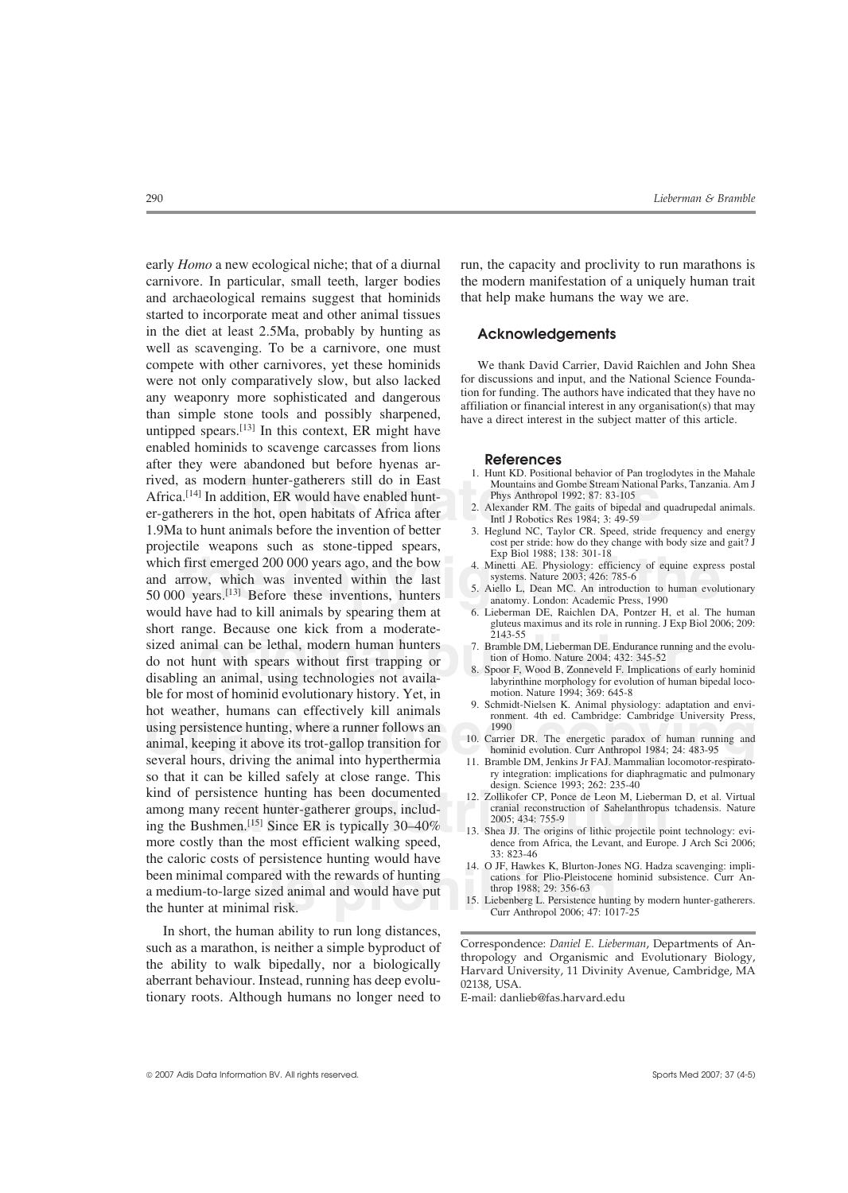early *Homo* a new ecological niche; that of a diurnal carnivore. In particular, small teeth, larger bodies and archaeological remains suggest that hominids started to incorporate meat and other animal tissues in the diet at least 2.5Ma, probably by hunting as well as scavenging. To be a carnivore, one must compete with other carnivores, yet these hominids were not only comparatively slow, but also lacked any weaponry more sophisticated and dangerous than simple stone tools and possibly sharpened, untipped spears.[13] In this context, ER might have enabled hominids to scavenge carcasses from lions after they were abandoned but before hyenas arrived, as modern hunter-gatherers still do in East Africa.[14] In addition, ER would have enabled hunter-gatherers in the hot, open habitats of Africa after 1.9Ma to hunt animals before the invention of better projectile weapons such as stone-tipped spears, which first emerged 200 000 years ago, and the bow and arrow, which was invented within the last 50 000 years.[13] Before these inventions, hunters would have had to kill animals by spearing them at short range. Because one kick from a moderate-sized animal can be lethal, modern human hunters do not hunt with spears without first trapping or disabling an animal, using technologies not available for most of hominid evolutionary history. Yet, in hot weather, humans can effectively kill animals using persistence hunting, where a runner follows an animal, keeping it above its trot-gallop transition for several hours, driving the animal into hyperthermia so that it can be killed safely at close range. This kind of persistence hunting has been documented among many recent hunter-gatherer groups, including the Bushmen.[15] Since ER is typically 30–40% more costly than the most efficient walking speed, the caloric costs of persistence hunting would have been minimal compared with the rewards of hunting a medium-to-large sized animal and would have put the hunter at minimal risk.

In short, the human ability to run long distances, such as a marathon, is neither a simple byproduct of the ability to walk bipedally, nor a biologically aberrant behaviour. Instead, running has deep evolutionary roots. Although humans no longer need to run, the capacity and proclivity to run marathons is the modern manifestation of a uniquely human trait that help make humans the way we are.

## Acknowledgements

We thank David Carrier, David Raichlen and John Shea for discussions and input, and the National Science Foundation for funding. The authors have indicated that they have no affiliation or financial interest in any organisation(s) that may have a direct interest in the subject matter of this article.

## References

1. Hunt KD. Positional behavior of Pan troglodytes in the Mahale Mountains and Gombe Stream National Parks, Tanzania. Am J Phys Anthropol 1992; 87: 83-105
2. Alexander RM. The gaits of bipedal and quadrupedal animals. Intl J Robotics Res 1984; 3: 49-59
3. Heglund NC, Taylor CR. Speed, stride frequency and energy cost per stride: how do they change with body size and gait? J Exp Biol 1988; 138: 301-18
4. Minetti AE. Physiology: efficiency of equine express postal systems. Nature 2003; 426: 785-6
5. Aiello L, Dean MC. An introduction to human evolutionary anatomy. London: Academic Press, 1990
6. Lieberman DE, Raichlen DA, Pontzer H, et al. The human gluteus maximus and its role in running. J Exp Biol 2006; 209: 2143-55
7. Bramble DM, Lieberman DE. Endurance running and the evolution of Homo. Nature 2004; 432: 345-52
8. Spoor F, Wood B, Zonneveld F. Implications of early hominid labyrinthine morphology for evolution of human bipedal locomotion. Nature 1994; 369: 645-8
9. Schmidt-Nielsen K. Animal physiology: adaptation and environment. 4th ed. Cambridge: Cambridge University Press, 1990
10. Carrier DR. The energetic paradox of human running and hominid evolution. Curr Anthropol 1984; 24: 483-95
11. Bramble DM, Jenkins Jr FAJ. Mammalian locomotor-respiratory integration: implications for diaphragmatic and pulmonary design. Science 1993; 262: 235-40
12. Zollikofer CP, Ponce de Leon M, Lieberman D, et al. Virtual cranial reconstruction of Sahelanthropus tchadensis. Nature 2005; 434: 755-9
13. Shea JJ. The origins of lithic projectile point technology: evidence from Africa, the Levant, and Europe. J Arch Sci 2006; 33: 823-46
14. O JF, Hawkes K, Blurton-Jones NG. Hadza scavenging: implications for Plio-Pleistocene hominid subsistence. Curr Anthrop 1988; 29: 356-63
15. Liebenberg L. Persistence hunting by modern hunter-gatherers. Curr Anthropol 2006; 47: 1017-25

Correspondence: *Daniel E. Lieberman*, Departments of Anthropology and Organismic and Evolutionary Biology, Harvard University, 11 Divinity Avenue, Cambridge, MA 02138, USA.
E-mail: danlieb@fas.harvard.edu